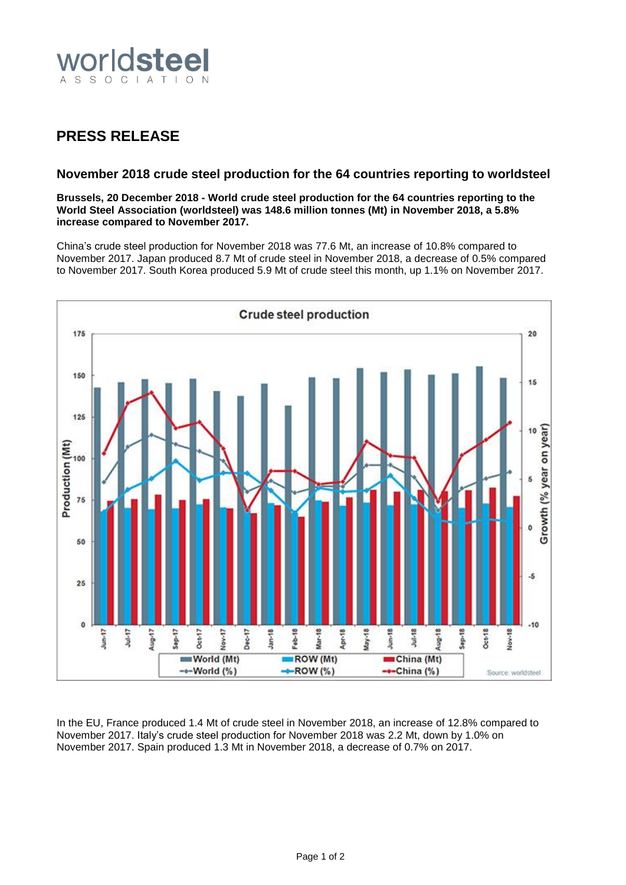# PRESS RELEASE

## November 2018 crude steel production for the 64 countries reporting to worldsteel

**Brussels, 20 December 2018 - World crude steel production for the 64 countries reporting to the World Steel Association (worldsteel) was 148.6 million tonnes (Mt) in November 2018, a 5.8% increase compared to November 2017.**

China's crude steel production for November 2018 was 77.6 Mt, an increase of 10.8% compared to November 2017. Japan produced 8.7 Mt of crude steel in November 2018, a decrease of 0.5% compared to November 2017. South Korea produced 5.9 Mt of crude steel this month, up 1.1% on November 2017.

In the EU, France produced 1.4 Mt of crude steel in November 2018, an increase of 12.8% compared to November 2017. Italy's crude steel production for November 2018 was 2.2 Mt, down by 1.0% on November 2017. Spain produced 1.3 Mt in November 2018, a decrease of 0.7% on 2017.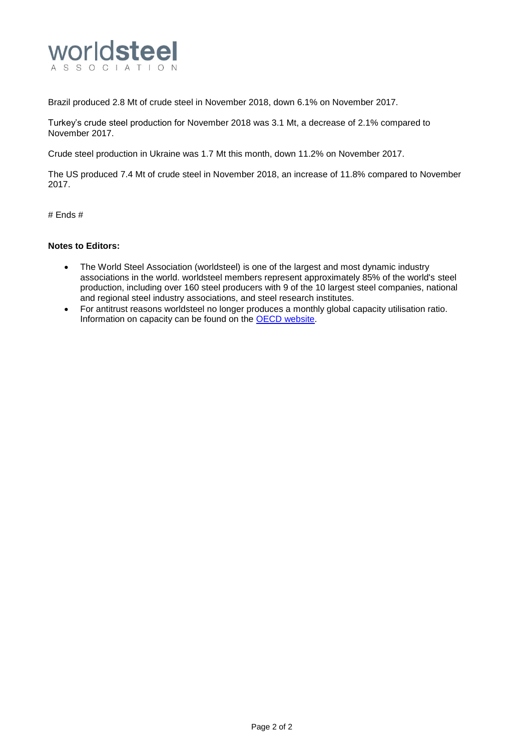Brazil produced 2.8 Mt of crude steel in November 2018, down 6.1% on November 2017.

Turkey's crude steel production for November 2018 was 3.1 Mt, a decrease of 2.1% compared to November 2017.

Crude steel production in Ukraine was 1.7 Mt this month, down 11.2% on November 2017.

The US produced 7.4 Mt of crude steel in November 2018, an increase of 11.8% compared to November 2017.

# Ends #

**Notes to Editors:**

- The World Steel Association (worldsteel) is one of the largest and most dynamic industry associations in the world. worldsteel members represent approximately 85% of the world's steel production, including over 160 steel producers with 9 of the 10 largest steel companies, national and regional steel industry associations, and steel research institutes.
- For antitrust reasons worldsteel no longer produces a monthly global capacity utilisation ratio. Information on capacity can be found on the OECD website.